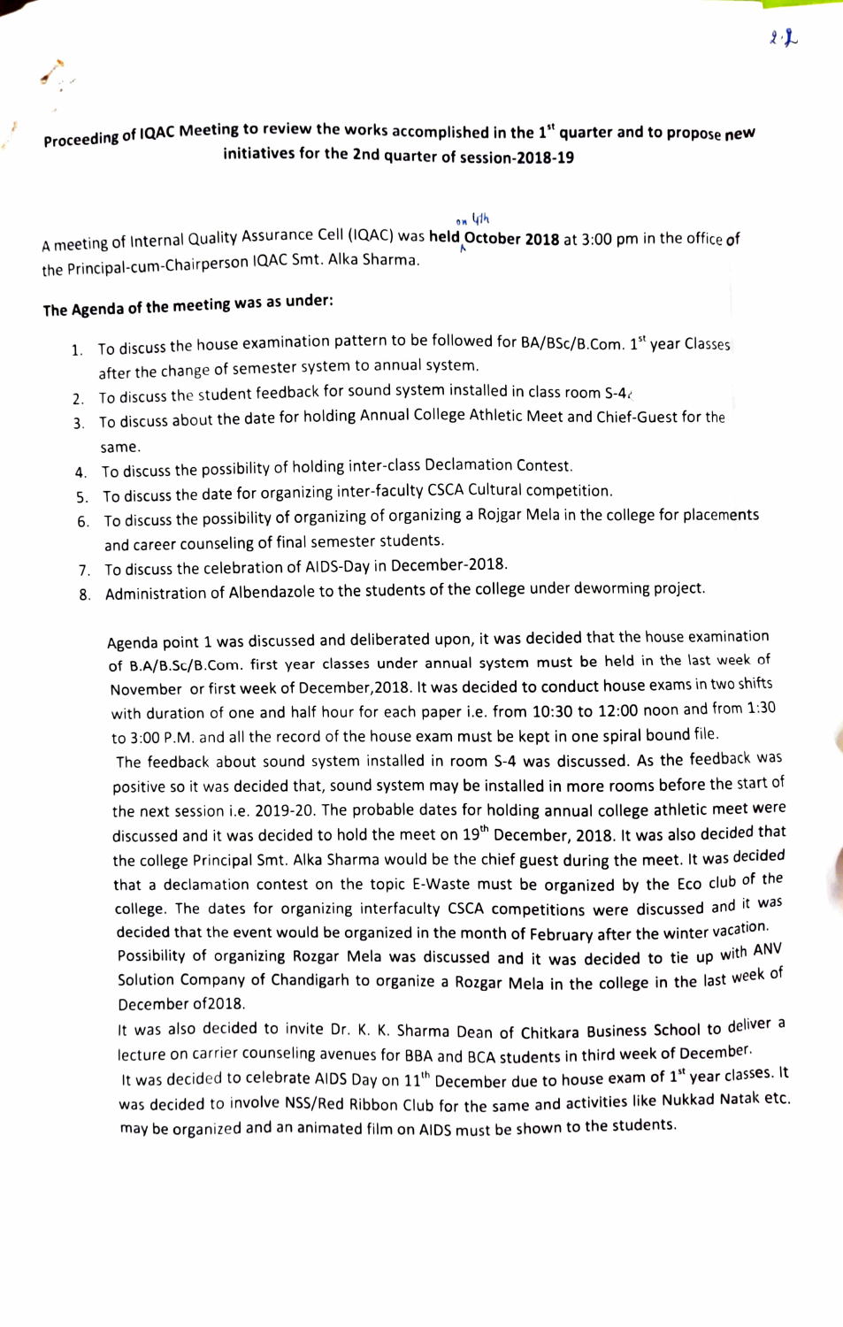**Proceeding of IQAC Meeting to review the works accomplished in the 1st quarter and to propose new initiatives for the 2nd quarter of session-2018-19**

A meeting of Internal Quality Assurance Cell (IQAC) was **held** on 4th **October 2018** at 3:00 pm in the office of the Principal-cum-Chairperson IQAC Smt. Alka Sharma.

**The Agenda of the meeting was as under:**

1. To discuss the house examination pattern to be followed for BA/BSc/B.Com. 1st year Classes after the change of semester system to annual system.
2. To discuss the student feedback for sound system installed in class room S-4.
3. To discuss about the date for holding Annual College Athletic Meet and Chief-Guest for the same.
4. To discuss the possibility of holding inter-class Declamation Contest.
5. To discuss the date for organizing inter-faculty CSCA Cultural competition.
6. To discuss the possibility of organizing of organizing a Rojgar Mela in the college for placements and career counseling of final semester students.
7. To discuss the celebration of AIDS-Day in December-2018.
8. Administration of Albendazole to the students of the college under deworming project.

Agenda point 1 was discussed and deliberated upon, it was decided that the house examination of B.A/B.Sc/B.Com. first year classes under annual system must be held in the last week of November or first week of December,2018. It was decided to conduct house exams in two shifts with duration of one and half hour for each paper i.e. from 10:30 to 12:00 noon and from 1:30 to 3:00 P.M. and all the record of the house exam must be kept in one spiral bound file.

The feedback about sound system installed in room S-4 was discussed. As the feedback was positive so it was decided that, sound system may be installed in more rooms before the start of the next session i.e. 2019-20. The probable dates for holding annual college athletic meet were discussed and it was decided to hold the meet on 19th December, 2018. It was also decided that the college Principal Smt. Alka Sharma would be the chief guest during the meet. It was decided that a declamation contest on the topic E-Waste must be organized by the Eco club of the college. The dates for organizing interfaculty CSCA competitions were discussed and it was decided that the event would be organized in the month of February after the winter vacation. Possibility of organizing Rozgar Mela was discussed and it was decided to tie up with ANV Solution Company of Chandigarh to organize a Rozgar Mela in the college in the last week of December of2018.

It was also decided to invite Dr. K. K. Sharma Dean of Chitkara Business School to deliver a lecture on carrier counseling avenues for BBA and BCA students in third week of December.

It was decided to celebrate AIDS Day on 11th December due to house exam of 1st year classes. It was decided to involve NSS/Red Ribbon Club for the same and activities like Nukkad Natak etc. may be organized and an animated film on AIDS must be shown to the students.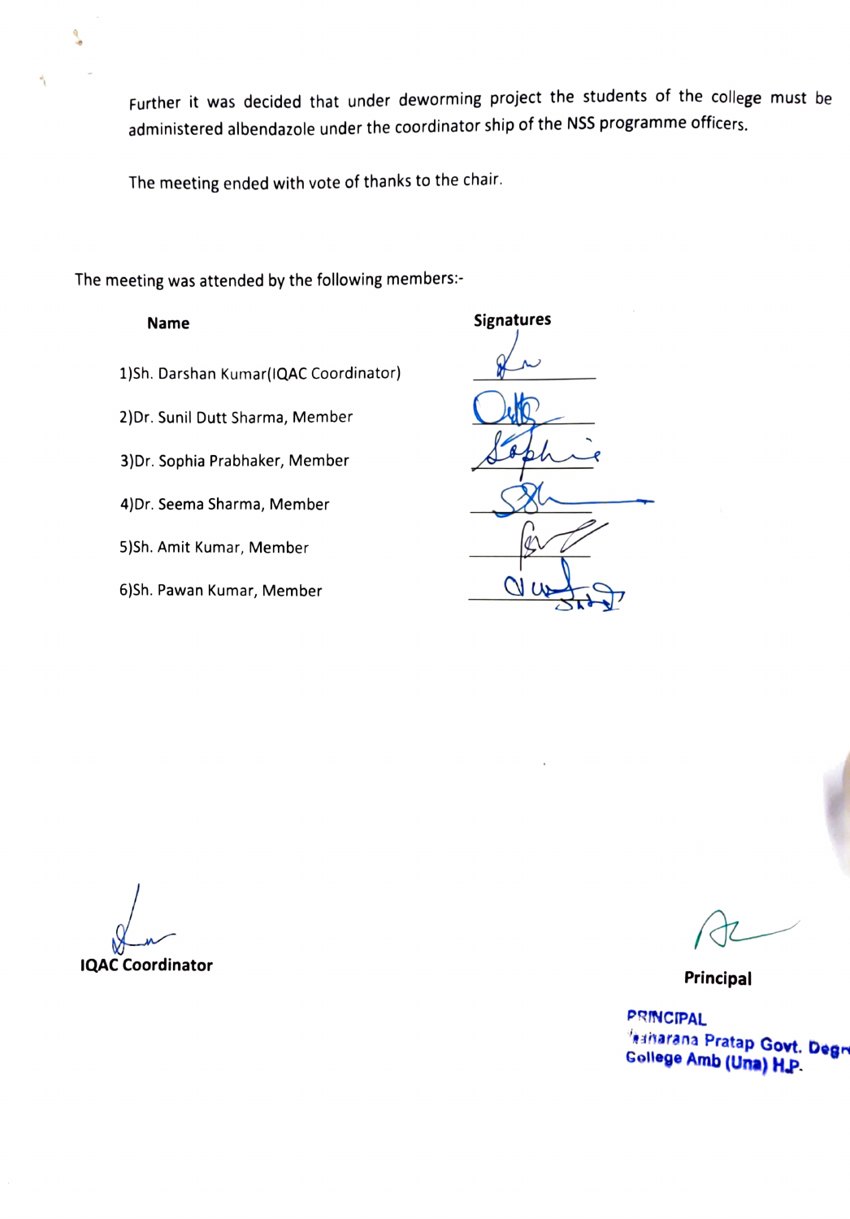Further it was decided that under deworming project the students of the college must be administered albendazole under the coordinator ship of the NSS programme officers.

The meeting ended with vote of thanks to the chair.

The meeting was attended by the following members:-

| Name | Signatures |
| --- | --- |
| 1)Sh. Darshan Kumar(IQAC Coordinator) | |
| 2)Dr. Sunil Dutt Sharma, Member | |
| 3)Dr. Sophia Prabhaker, Member | |
| 4)Dr. Seema Sharma, Member | |
| 5)Sh. Amit Kumar, Member | |
| 6)Sh. Pawan Kumar, Member | |

**IQAC Coordinator**

**Principal**

PRINCIPAL
Maharana Pratap Govt. Degree College Amb (Una) H.P.